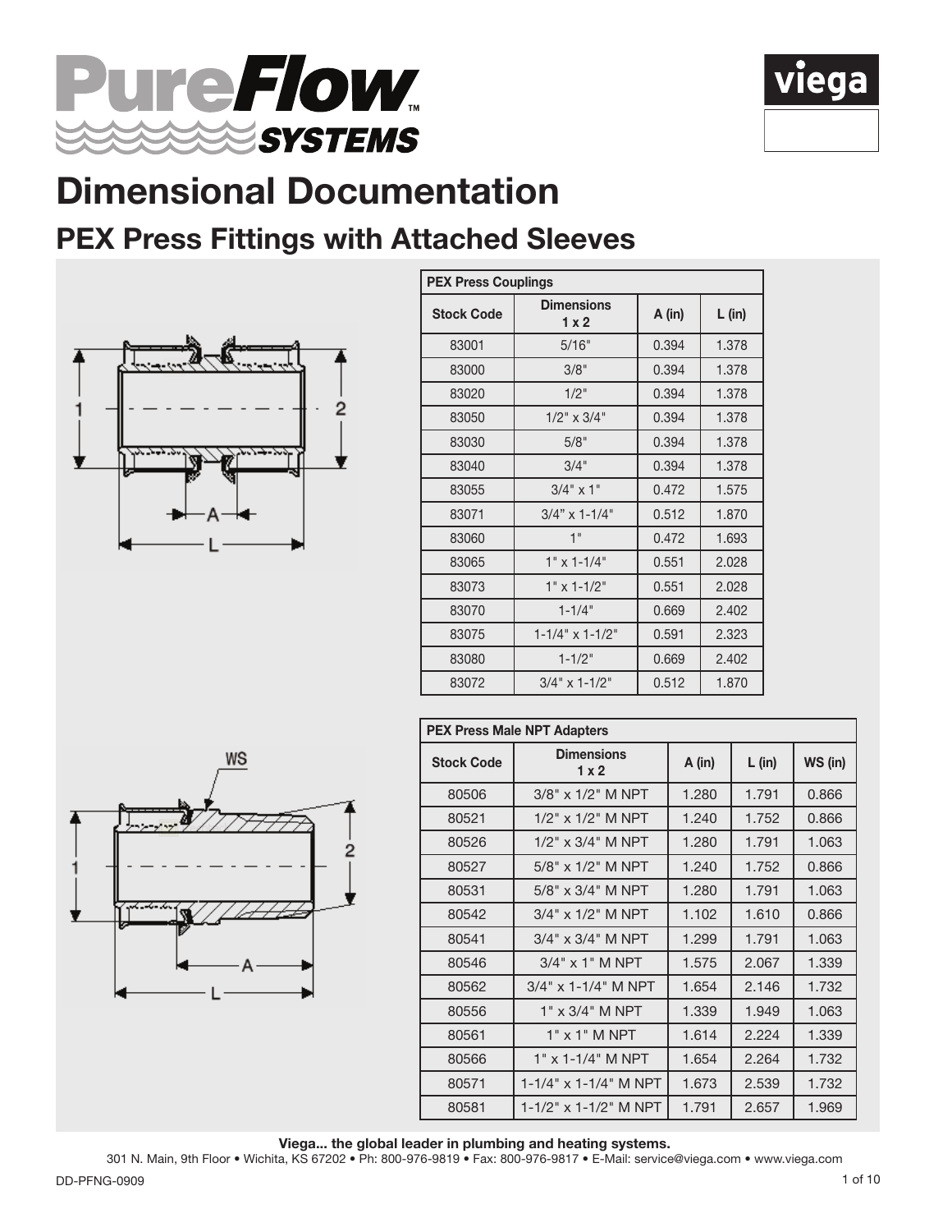# PureFlow™ SYSTEMS

viega

# Dimensional Documentation

## PEX Press Fittings with Attached Sleeves

| PEX Press Couplings | | | |
|---|---|---|---|
| Stock Code | Dimensions 1 x 2 | A (in) | L (in) |
| 83001 | 5/16" | 0.394 | 1.378 |
| 83000 | 3/8" | 0.394 | 1.378 |
| 83020 | 1/2" | 0.394 | 1.378 |
| 83050 | 1/2" x 3/4" | 0.394 | 1.378 |
| 83030 | 5/8" | 0.394 | 1.378 |
| 83040 | 3/4" | 0.394 | 1.378 |
| 83055 | 3/4" x 1" | 0.472 | 1.575 |
| 83071 | 3/4" x 1-1/4" | 0.512 | 1.870 |
| 83060 | 1" | 0.472 | 1.693 |
| 83065 | 1" x 1-1/4" | 0.551 | 2.028 |
| 83073 | 1" x 1-1/2" | 0.551 | 2.028 |
| 83070 | 1-1/4" | 0.669 | 2.402 |
| 83075 | 1-1/4" x 1-1/2" | 0.591 | 2.323 |
| 83080 | 1-1/2" | 0.669 | 2.402 |
| 83072 | 3/4" x 1-1/2" | 0.512 | 1.870 |

| PEX Press Male NPT Adapters | | | | |
|---|---|---|---|---|
| Stock Code | Dimensions 1 x 2 | A (in) | L (in) | WS (in) |
| 80506 | 3/8" x 1/2" M NPT | 1.280 | 1.791 | 0.866 |
| 80521 | 1/2" x 1/2" M NPT | 1.240 | 1.752 | 0.866 |
| 80526 | 1/2" x 3/4" M NPT | 1.280 | 1.791 | 1.063 |
| 80527 | 5/8" x 1/2" M NPT | 1.240 | 1.752 | 0.866 |
| 80531 | 5/8" x 3/4" M NPT | 1.280 | 1.791 | 1.063 |
| 80542 | 3/4" x 1/2" M NPT | 1.102 | 1.610 | 0.866 |
| 80541 | 3/4" x 3/4" M NPT | 1.299 | 1.791 | 1.063 |
| 80546 | 3/4" x 1" M NPT | 1.575 | 2.067 | 1.339 |
| 80562 | 3/4" x 1-1/4" M NPT | 1.654 | 2.146 | 1.732 |
| 80556 | 1" x 3/4" M NPT | 1.339 | 1.949 | 1.063 |
| 80561 | 1" x 1" M NPT | 1.614 | 2.224 | 1.339 |
| 80566 | 1" x 1-1/4" M NPT | 1.654 | 2.264 | 1.732 |
| 80571 | 1-1/4" x 1-1/4" M NPT | 1.673 | 2.539 | 1.732 |
| 80581 | 1-1/2" x 1-1/2" M NPT | 1.791 | 2.657 | 1.969 |

**Viega... the global leader in plumbing and heating systems.**

301 N. Main, 9th Floor • Wichita, KS 67202 • Ph: 800-976-9819 • Fax: 800-976-9817 • E-Mail: service@viega.com • www.viega.com

DD-PFNG-0909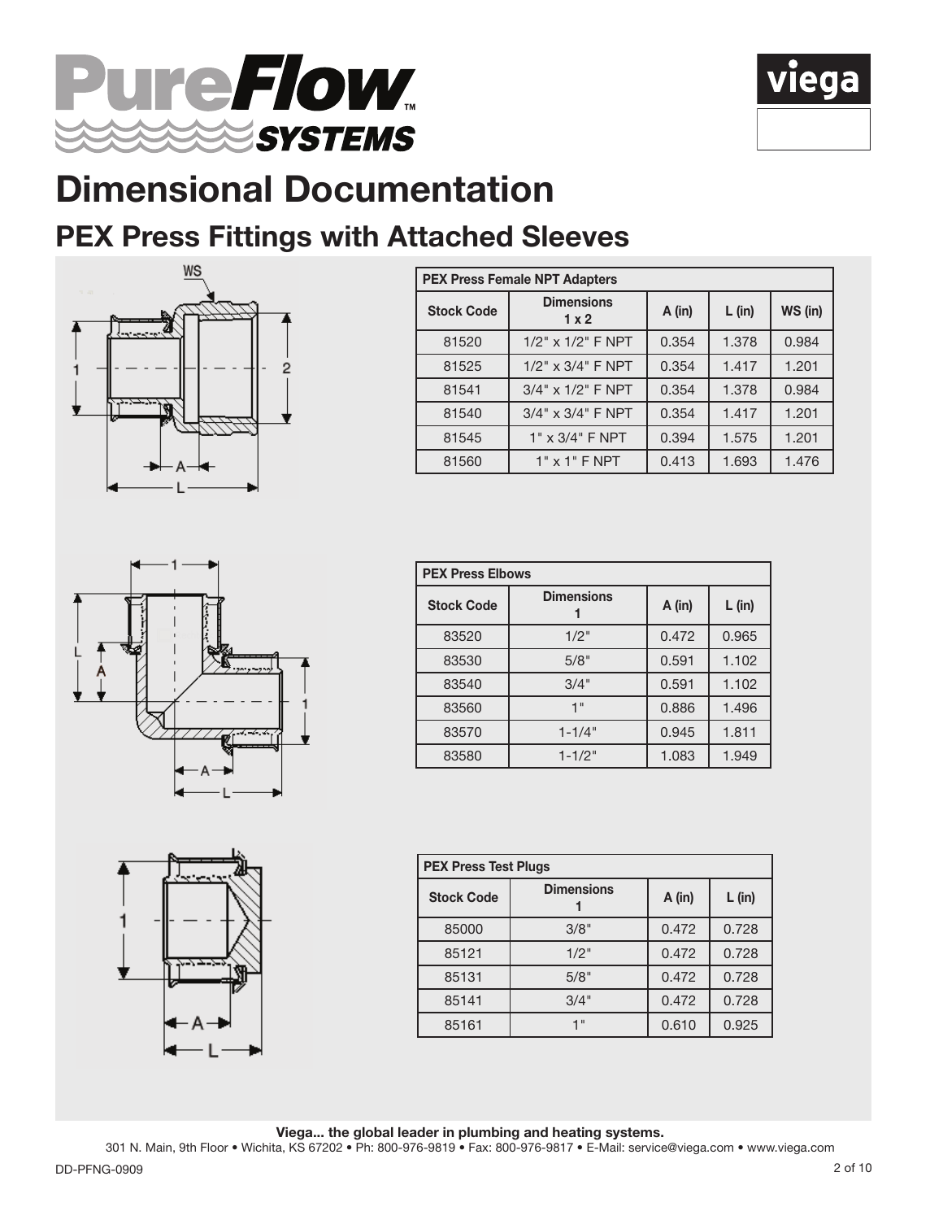# Dimensional Documentation

## PEX Press Fittings with Attached Sleeves

| PEX Press Female NPT Adapters | | | | |
|---|---|---|---|---|
| Stock Code | Dimensions 1 x 2 | A (in) | L (in) | WS (in) |
| 81520 | 1/2" x 1/2" F NPT | 0.354 | 1.378 | 0.984 |
| 81525 | 1/2" x 3/4" F NPT | 0.354 | 1.417 | 1.201 |
| 81541 | 3/4" x 1/2" F NPT | 0.354 | 1.378 | 0.984 |
| 81540 | 3/4" x 3/4" F NPT | 0.354 | 1.417 | 1.201 |
| 81545 | 1" x 3/4" F NPT | 0.394 | 1.575 | 1.201 |
| 81560 | 1" x 1" F NPT | 0.413 | 1.693 | 1.476 |

| PEX Press Elbows | | | |
|---|---|---|---|
| Stock Code | Dimensions 1 | A (in) | L (in) |
| 83520 | 1/2" | 0.472 | 0.965 |
| 83530 | 5/8" | 0.591 | 1.102 |
| 83540 | 3/4" | 0.591 | 1.102 |
| 83560 | 1" | 0.886 | 1.496 |
| 83570 | 1-1/4" | 0.945 | 1.811 |
| 83580 | 1-1/2" | 1.083 | 1.949 |

| PEX Press Test Plugs | | | |
|---|---|---|---|
| Stock Code | Dimensions 1 | A (in) | L (in) |
| 85000 | 3/8" | 0.472 | 0.728 |
| 85121 | 1/2" | 0.472 | 0.728 |
| 85131 | 5/8" | 0.472 | 0.728 |
| 85141 | 3/4" | 0.472 | 0.728 |
| 85161 | 1" | 0.610 | 0.925 |

**Viega... the global leader in plumbing and heating systems.**

301 N. Main, 9th Floor • Wichita, KS 67202 • Ph: 800-976-9819 • Fax: 800-976-9817 • E-Mail: service@viega.com • www.viega.com

DD-PFNG-0909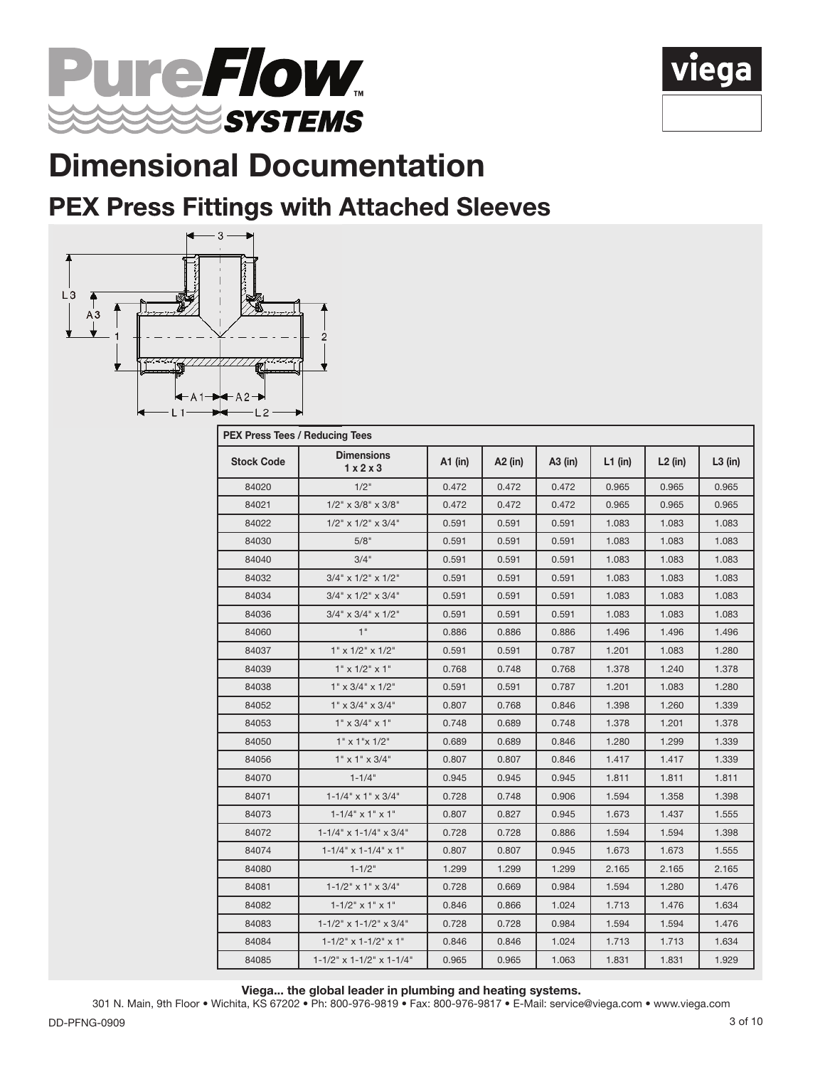# Dimensional Documentation

## PEX Press Fittings with Attached Sleeves

| PEX Press Tees / Reducing Tees | | | | | | | |
|---|---|---|---|---|---|---|---|
| **Stock Code** | **Dimensions 1 x 2 x 3** | **A1 (in)** | **A2 (in)** | **A3 (in)** | **L1 (in)** | **L2 (in)** | **L3 (in)** |
| 84020 | 1/2" | 0.472 | 0.472 | 0.472 | 0.965 | 0.965 | 0.965 |
| 84021 | 1/2" x 3/8" x 3/8" | 0.472 | 0.472 | 0.472 | 0.965 | 0.965 | 0.965 |
| 84022 | 1/2" x 1/2" x 3/4" | 0.591 | 0.591 | 0.591 | 1.083 | 1.083 | 1.083 |
| 84030 | 5/8" | 0.591 | 0.591 | 0.591 | 1.083 | 1.083 | 1.083 |
| 84040 | 3/4" | 0.591 | 0.591 | 0.591 | 1.083 | 1.083 | 1.083 |
| 84032 | 3/4" x 1/2" x 1/2" | 0.591 | 0.591 | 0.591 | 1.083 | 1.083 | 1.083 |
| 84034 | 3/4" x 1/2" x 3/4" | 0.591 | 0.591 | 0.591 | 1.083 | 1.083 | 1.083 |
| 84036 | 3/4" x 3/4" x 1/2" | 0.591 | 0.591 | 0.591 | 1.083 | 1.083 | 1.083 |
| 84060 | 1" | 0.886 | 0.886 | 0.886 | 1.496 | 1.496 | 1.496 |
| 84037 | 1" x 1/2" x 1/2" | 0.591 | 0.591 | 0.787 | 1.201 | 1.083 | 1.280 |
| 84039 | 1" x 1/2" x 1" | 0.768 | 0.748 | 0.768 | 1.378 | 1.240 | 1.378 |
| 84038 | 1" x 3/4" x 1/2" | 0.591 | 0.591 | 0.787 | 1.201 | 1.083 | 1.280 |
| 84052 | 1" x 3/4" x 3/4" | 0.807 | 0.768 | 0.846 | 1.398 | 1.260 | 1.339 |
| 84053 | 1" x 3/4" x 1" | 0.748 | 0.689 | 0.748 | 1.378 | 1.201 | 1.378 |
| 84050 | 1" x 1"x 1/2" | 0.689 | 0.689 | 0.846 | 1.280 | 1.299 | 1.339 |
| 84056 | 1" x 1" x 3/4" | 0.807 | 0.807 | 0.846 | 1.417 | 1.417 | 1.339 |
| 84070 | 1-1/4" | 0.945 | 0.945 | 0.945 | 1.811 | 1.811 | 1.811 |
| 84071 | 1-1/4" x 1" x 3/4" | 0.728 | 0.748 | 0.906 | 1.594 | 1.358 | 1.398 |
| 84073 | 1-1/4" x 1" x 1" | 0.807 | 0.827 | 0.945 | 1.673 | 1.437 | 1.555 |
| 84072 | 1-1/4" x 1-1/4" x 3/4" | 0.728 | 0.728 | 0.886 | 1.594 | 1.594 | 1.398 |
| 84074 | 1-1/4" x 1-1/4" x 1" | 0.807 | 0.807 | 0.945 | 1.673 | 1.673 | 1.555 |
| 84080 | 1-1/2" | 1.299 | 1.299 | 1.299 | 2.165 | 2.165 | 2.165 |
| 84081 | 1-1/2" x 1" x 3/4" | 0.728 | 0.669 | 0.984 | 1.594 | 1.280 | 1.476 |
| 84082 | 1-1/2" x 1" x 1" | 0.846 | 0.866 | 1.024 | 1.713 | 1.476 | 1.634 |
| 84083 | 1-1/2" x 1-1/2" x 3/4" | 0.728 | 0.728 | 0.984 | 1.594 | 1.594 | 1.476 |
| 84084 | 1-1/2" x 1-1/2" x 1" | 0.846 | 0.846 | 1.024 | 1.713 | 1.713 | 1.634 |
| 84085 | 1-1/2" x 1-1/2" x 1-1/4" | 0.965 | 0.965 | 1.063 | 1.831 | 1.831 | 1.929 |

**Viega... the global leader in plumbing and heating systems.**

301 N. Main, 9th Floor • Wichita, KS 67202 • Ph: 800-976-9819 • Fax: 800-976-9817 • E-Mail: service@viega.com • www.viega.com

DD-PFNG-0909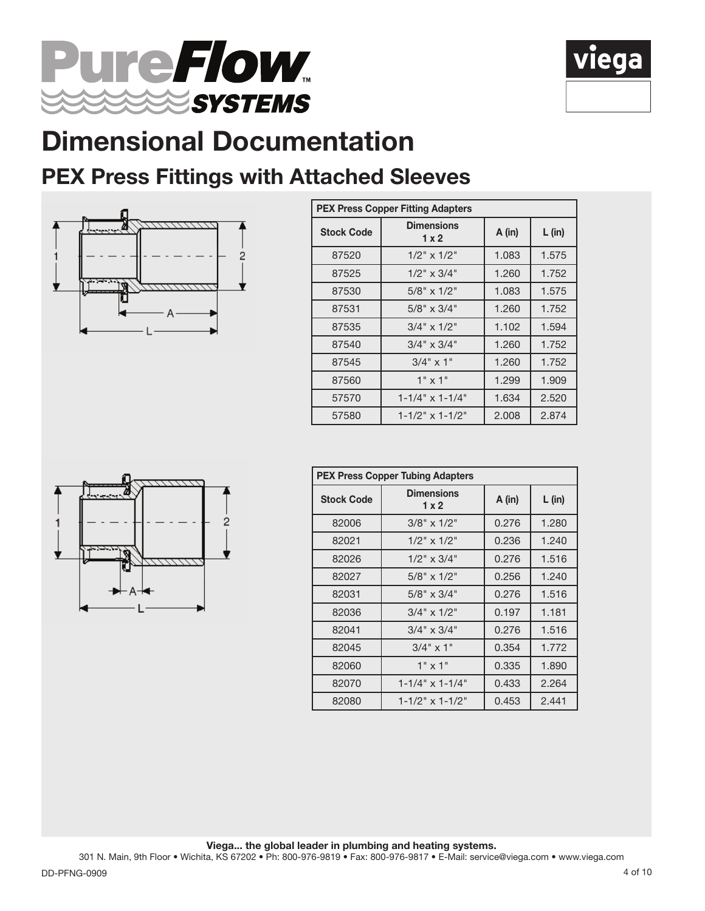# Dimensional Documentation

## PEX Press Fittings with Attached Sleeves

| PEX Press Copper Fitting Adapters | | | |
|---|---|---|---|
| Stock Code | Dimensions 1 x 2 | A (in) | L (in) |
| 87520 | 1/2" x 1/2" | 1.083 | 1.575 |
| 87525 | 1/2" x 3/4" | 1.260 | 1.752 |
| 87530 | 5/8" x 1/2" | 1.083 | 1.575 |
| 87531 | 5/8" x 3/4" | 1.260 | 1.752 |
| 87535 | 3/4" x 1/2" | 1.102 | 1.594 |
| 87540 | 3/4" x 3/4" | 1.260 | 1.752 |
| 87545 | 3/4" x 1" | 1.260 | 1.752 |
| 87560 | 1" x 1" | 1.299 | 1.909 |
| 57570 | 1-1/4" x 1-1/4" | 1.634 | 2.520 |
| 57580 | 1-1/2" x 1-1/2" | 2.008 | 2.874 |

| PEX Press Copper Tubing Adapters | | | |
|---|---|---|---|
| Stock Code | Dimensions 1 x 2 | A (in) | L (in) |
| 82006 | 3/8" x 1/2" | 0.276 | 1.280 |
| 82021 | 1/2" x 1/2" | 0.236 | 1.240 |
| 82026 | 1/2" x 3/4" | 0.276 | 1.516 |
| 82027 | 5/8" x 1/2" | 0.256 | 1.240 |
| 82031 | 5/8" x 3/4" | 0.276 | 1.516 |
| 82036 | 3/4" x 1/2" | 0.197 | 1.181 |
| 82041 | 3/4" x 3/4" | 0.276 | 1.516 |
| 82045 | 3/4" x 1" | 0.354 | 1.772 |
| 82060 | 1" x 1" | 0.335 | 1.890 |
| 82070 | 1-1/4" x 1-1/4" | 0.433 | 2.264 |
| 82080 | 1-1/2" x 1-1/2" | 0.453 | 2.441 |

**Viega... the global leader in plumbing and heating systems.**

301 N. Main, 9th Floor • Wichita, KS 67202 • Ph: 800-976-9819 • Fax: 800-976-9817 • E-Mail: service@viega.com • www.viega.com

DD-PFNG-0909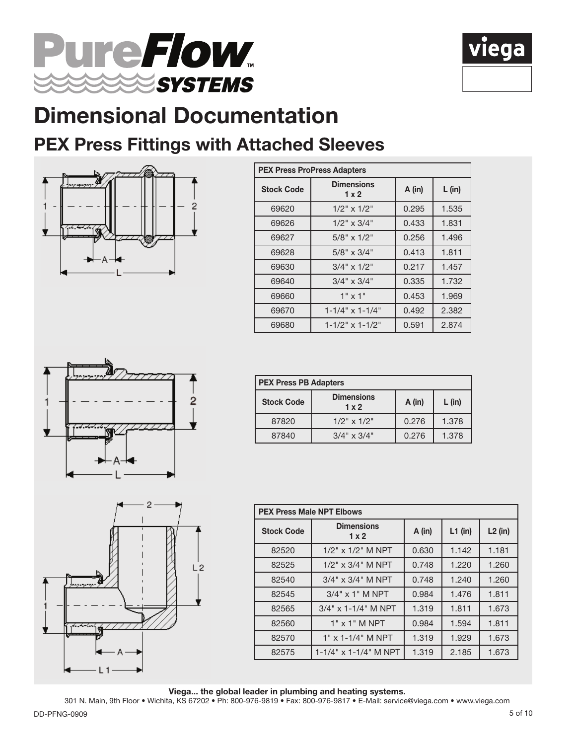# Dimensional Documentation

## PEX Press Fittings with Attached Sleeves

| PEX Press ProPress Adapters | | | |
|---|---|---|---|
| **Stock Code** | **Dimensions 1 x 2** | **A (in)** | **L (in)** |
| 69620 | 1/2" x 1/2" | 0.295 | 1.535 |
| 69626 | 1/2" x 3/4" | 0.433 | 1.831 |
| 69627 | 5/8" x 1/2" | 0.256 | 1.496 |
| 69628 | 5/8" x 3/4" | 0.413 | 1.811 |
| 69630 | 3/4" x 1/2" | 0.217 | 1.457 |
| 69640 | 3/4" x 3/4" | 0.335 | 1.732 |
| 69660 | 1" x 1" | 0.453 | 1.969 |
| 69670 | 1-1/4" x 1-1/4" | 0.492 | 2.382 |
| 69680 | 1-1/2" x 1-1/2" | 0.591 | 2.874 |

| PEX Press PB Adapters | | | |
|---|---|---|---|
| **Stock Code** | **Dimensions 1 x 2** | **A (in)** | **L (in)** |
| 87820 | 1/2" x 1/2" | 0.276 | 1.378 |
| 87840 | 3/4" x 3/4" | 0.276 | 1.378 |

| PEX Press Male NPT Elbows | | | | |
|---|---|---|---|---|
| **Stock Code** | **Dimensions 1 x 2** | **A (in)** | **L1 (in)** | **L2 (in)** |
| 82520 | 1/2" x 1/2" M NPT | 0.630 | 1.142 | 1.181 |
| 82525 | 1/2" x 3/4" M NPT | 0.748 | 1.220 | 1.260 |
| 82540 | 3/4" x 3/4" M NPT | 0.748 | 1.240 | 1.260 |
| 82545 | 3/4" x 1" M NPT | 0.984 | 1.476 | 1.811 |
| 82565 | 3/4" x 1-1/4" M NPT | 1.319 | 1.811 | 1.673 |
| 82560 | 1" x 1" M NPT | 0.984 | 1.594 | 1.811 |
| 82570 | 1" x 1-1/4" M NPT | 1.319 | 1.929 | 1.673 |
| 82575 | 1-1/4" x 1-1/4" M NPT | 1.319 | 2.185 | 1.673 |

**Viega... the global leader in plumbing and heating systems.**

301 N. Main, 9th Floor • Wichita, KS 67202 • Ph: 800-976-9819 • Fax: 800-976-9817 • E-Mail: service@viega.com • www.viega.com

DD-PFNG-0909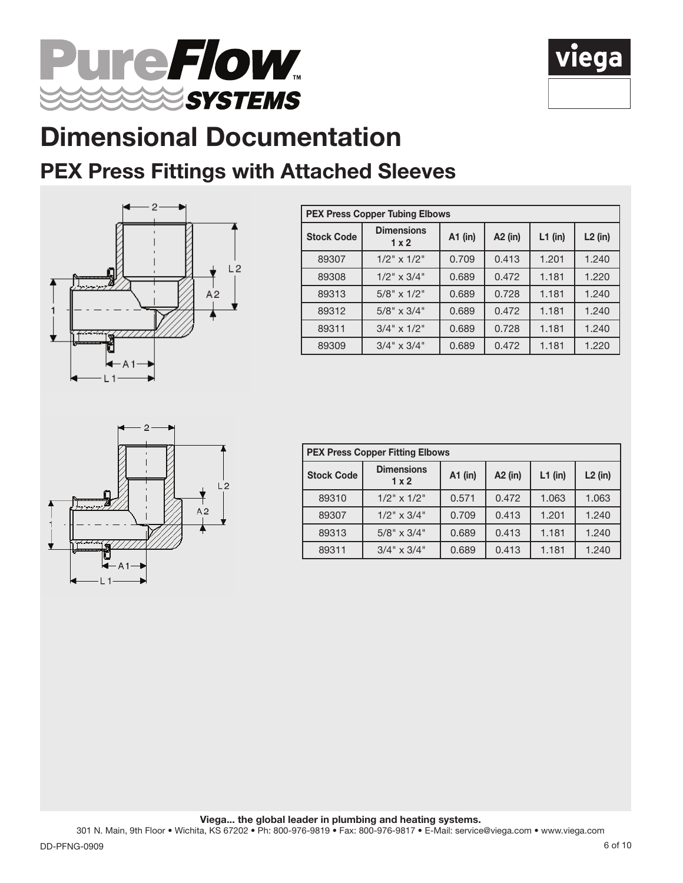# Dimensional Documentation

## PEX Press Fittings with Attached Sleeves

| PEX Press Copper Tubing Elbows | | | | | |
|---|---|---|---|---|---|
| **Stock Code** | **Dimensions 1 x 2** | **A1 (in)** | **A2 (in)** | **L1 (in)** | **L2 (in)** |
| 89307 | 1/2" x 1/2" | 0.709 | 0.413 | 1.201 | 1.240 |
| 89308 | 1/2" x 3/4" | 0.689 | 0.472 | 1.181 | 1.220 |
| 89313 | 5/8" x 1/2" | 0.689 | 0.728 | 1.181 | 1.240 |
| 89312 | 5/8" x 3/4" | 0.689 | 0.472 | 1.181 | 1.240 |
| 89311 | 3/4" x 1/2" | 0.689 | 0.728 | 1.181 | 1.240 |
| 89309 | 3/4" x 3/4" | 0.689 | 0.472 | 1.181 | 1.220 |

| PEX Press Copper Fitting Elbows | | | | | |
|---|---|---|---|---|---|
| **Stock Code** | **Dimensions 1 x 2** | **A1 (in)** | **A2 (in)** | **L1 (in)** | **L2 (in)** |
| 89310 | 1/2" x 1/2" | 0.571 | 0.472 | 1.063 | 1.063 |
| 89307 | 1/2" x 3/4" | 0.709 | 0.413 | 1.201 | 1.240 |
| 89313 | 5/8" x 3/4" | 0.689 | 0.413 | 1.181 | 1.240 |
| 89311 | 3/4" x 3/4" | 0.689 | 0.413 | 1.181 | 1.240 |

**Viega... the global leader in plumbing and heating systems.**

301 N. Main, 9th Floor • Wichita, KS 67202 • Ph: 800-976-9819 • Fax: 800-976-9817 • E-Mail: service@viega.com • www.viega.com

DD-PFNG-0909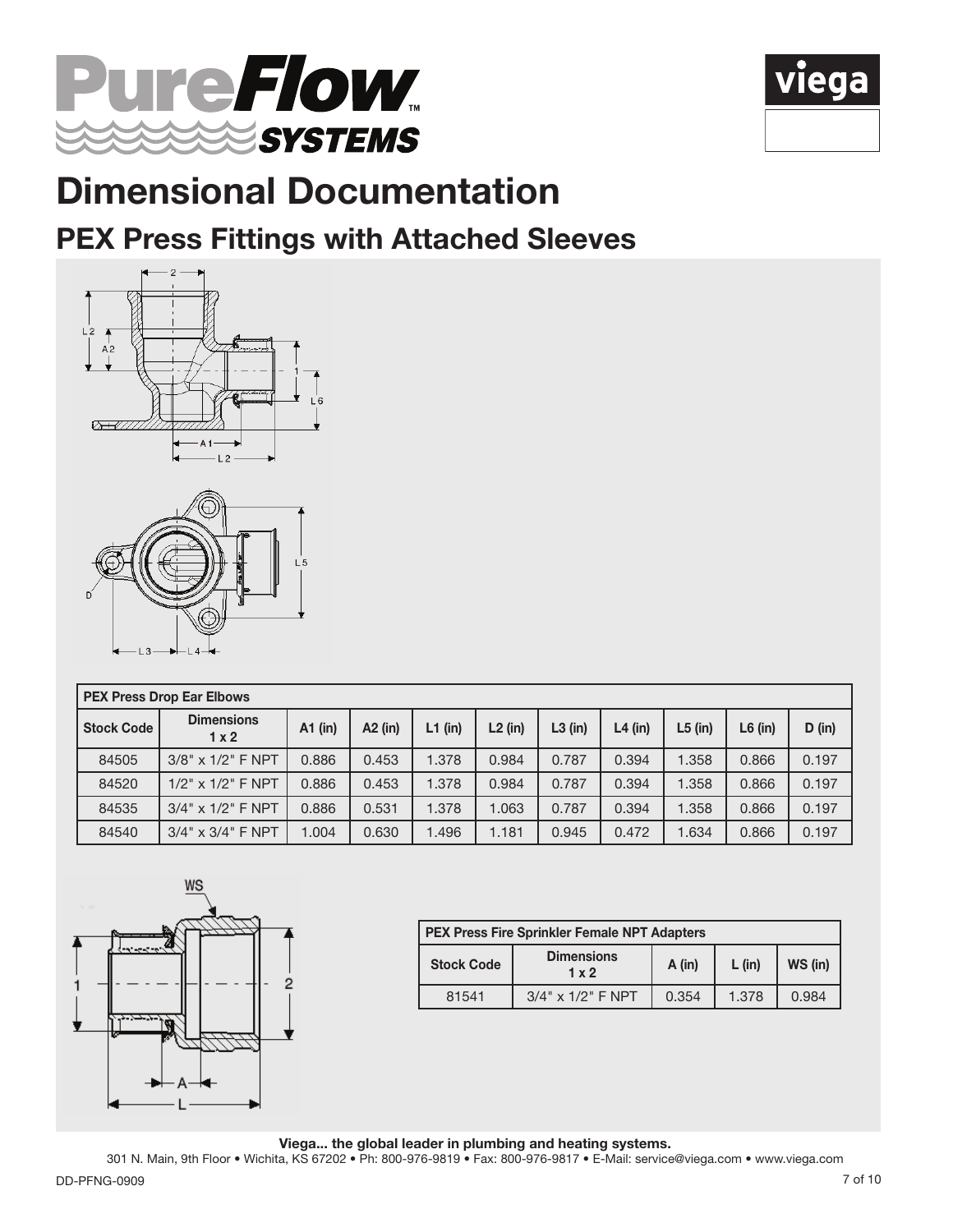# Dimensional Documentation

## PEX Press Fittings with Attached Sleeves

| PEX Press Drop Ear Elbows | | | | | | | | | | |
|---|---|---|---|---|---|---|---|---|---|---|
| Stock Code | Dimensions 1 x 2 | A1 (in) | A2 (in) | L1 (in) | L2 (in) | L3 (in) | L4 (in) | L5 (in) | L6 (in) | D (in) |
| 84505 | 3/8" x 1/2" F NPT | 0.886 | 0.453 | 1.378 | 0.984 | 0.787 | 0.394 | 1.358 | 0.866 | 0.197 |
| 84520 | 1/2" x 1/2" F NPT | 0.886 | 0.453 | 1.378 | 0.984 | 0.787 | 0.394 | 1.358 | 0.866 | 0.197 |
| 84535 | 3/4" x 1/2" F NPT | 0.886 | 0.531 | 1.378 | 1.063 | 0.787 | 0.394 | 1.358 | 0.866 | 0.197 |
| 84540 | 3/4" x 3/4" F NPT | 1.004 | 0.630 | 1.496 | 1.181 | 0.945 | 0.472 | 1.634 | 0.866 | 0.197 |

| PEX Press Fire Sprinkler Female NPT Adapters | | | | |
|---|---|---|---|---|
| Stock Code | Dimensions 1 x 2 | A (in) | L (in) | WS (in) |
| 81541 | 3/4" x 1/2" F NPT | 0.354 | 1.378 | 0.984 |

**Viega... the global leader in plumbing and heating systems.**

301 N. Main, 9th Floor • Wichita, KS 67202 • Ph: 800-976-9819 • Fax: 800-976-9817 • E-Mail: service@viega.com • www.viega.com

DD-PFNG-0909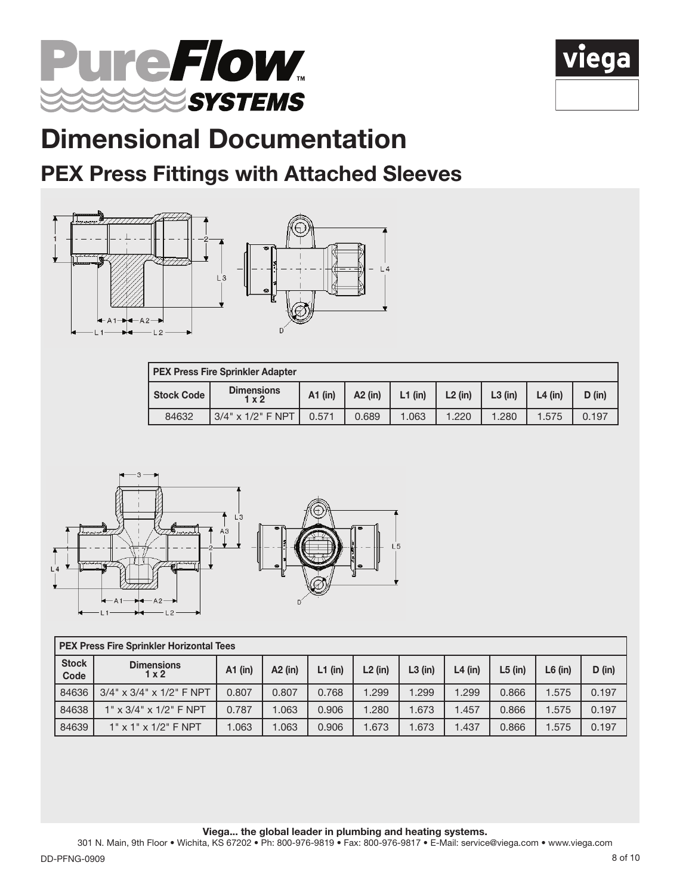# Dimensional Documentation

## PEX Press Fittings with Attached Sleeves

| PEX Press Fire Sprinkler Adapter | | | | | | | | |
|---|---|---|---|---|---|---|---|---|
| Stock Code | Dimensions 1 x 2 | A1 (in) | A2 (in) | L1 (in) | L2 (in) | L3 (in) | L4 (in) | D (in) |
| 84632 | 3/4" x 1/2" F NPT | 0.571 | 0.689 | 1.063 | 1.220 | 1.280 | 1.575 | 0.197 |

| PEX Press Fire Sprinkler Horizontal Tees | | | | | | | | | | |
|---|---|---|---|---|---|---|---|---|---|---|
| Stock Code | Dimensions 1 x 2 | A1 (in) | A2 (in) | L1 (in) | L2 (in) | L3 (in) | L4 (in) | L5 (in) | L6 (in) | D (in) |
| 84636 | 3/4" x 3/4" x 1/2" F NPT | 0.807 | 0.807 | 0.768 | 1.299 | 1.299 | 1.299 | 0.866 | 1.575 | 0.197 |
| 84638 | 1" x 3/4" x 1/2" F NPT | 0.787 | 1.063 | 0.906 | 1.280 | 1.673 | 1.457 | 0.866 | 1.575 | 0.197 |
| 84639 | 1" x 1" x 1/2" F NPT | 1.063 | 1.063 | 0.906 | 1.673 | 1.673 | 1.437 | 0.866 | 1.575 | 0.197 |

**Viega... the global leader in plumbing and heating systems.**

301 N. Main, 9th Floor • Wichita, KS 67202 • Ph: 800-976-9819 • Fax: 800-976-9817 • E-Mail: service@viega.com • www.viega.com

DD-PFNG-0909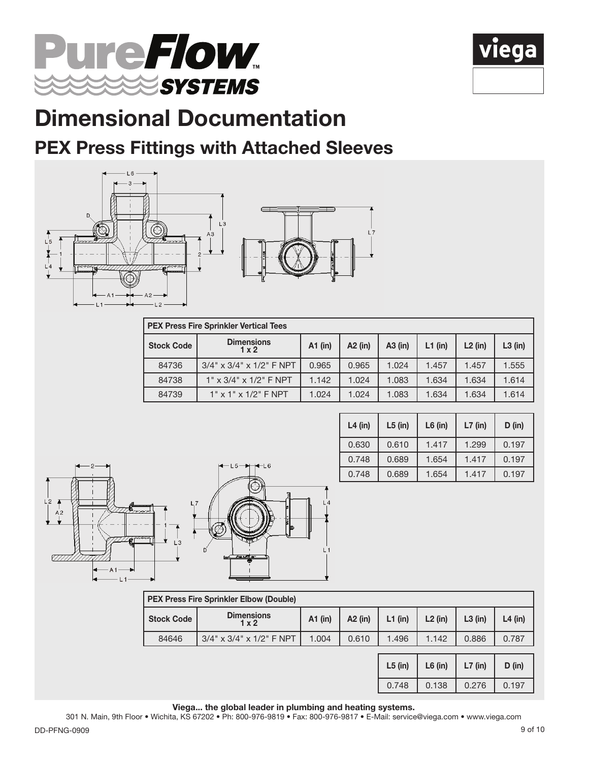# Dimensional Documentation

## PEX Press Fittings with Attached Sleeves

| PEX Press Fire Sprinkler Vertical Tees | | | | | | | |
|---|---|---|---|---|---|---|---|
| Stock Code | Dimensions 1 x 2 | A1 (in) | A2 (in) | A3 (in) | L1 (in) | L2 (in) | L3 (in) |
| 84736 | 3/4" x 3/4" x 1/2" F NPT | 0.965 | 0.965 | 1.024 | 1.457 | 1.457 | 1.555 |
| 84738 | 1" x 3/4" x 1/2" F NPT | 1.142 | 1.024 | 1.083 | 1.634 | 1.634 | 1.614 |
| 84739 | 1" x 1" x 1/2" F NPT | 1.024 | 1.024 | 1.083 | 1.634 | 1.634 | 1.614 |

| L4 (in) | L5 (in) | L6 (in) | L7 (in) | D (in) |
|---|---|---|---|---|
| 0.630 | 0.610 | 1.417 | 1.299 | 0.197 |
| 0.748 | 0.689 | 1.654 | 1.417 | 0.197 |
| 0.748 | 0.689 | 1.654 | 1.417 | 0.197 |

| PEX Press Fire Sprinkler Elbow (Double) | | | | | | | |
|---|---|---|---|---|---|---|---|
| Stock Code | Dimensions 1 x 2 | A1 (in) | A2 (in) | L1 (in) | L2 (in) | L3 (in) | L4 (in) |
| 84646 | 3/4" x 3/4" x 1/2" F NPT | 1.004 | 0.610 | 1.496 | 1.142 | 0.886 | 0.787 |

| L5 (in) | L6 (in) | L7 (in) | D (in) |
|---|---|---|---|
| 0.748 | 0.138 | 0.276 | 0.197 |

**Viega... the global leader in plumbing and heating systems.**

301 N. Main, 9th Floor • Wichita, KS 67202 • Ph: 800-976-9819 • Fax: 800-976-9817 • E-Mail: service@viega.com • www.viega.com

DD-PFNG-0909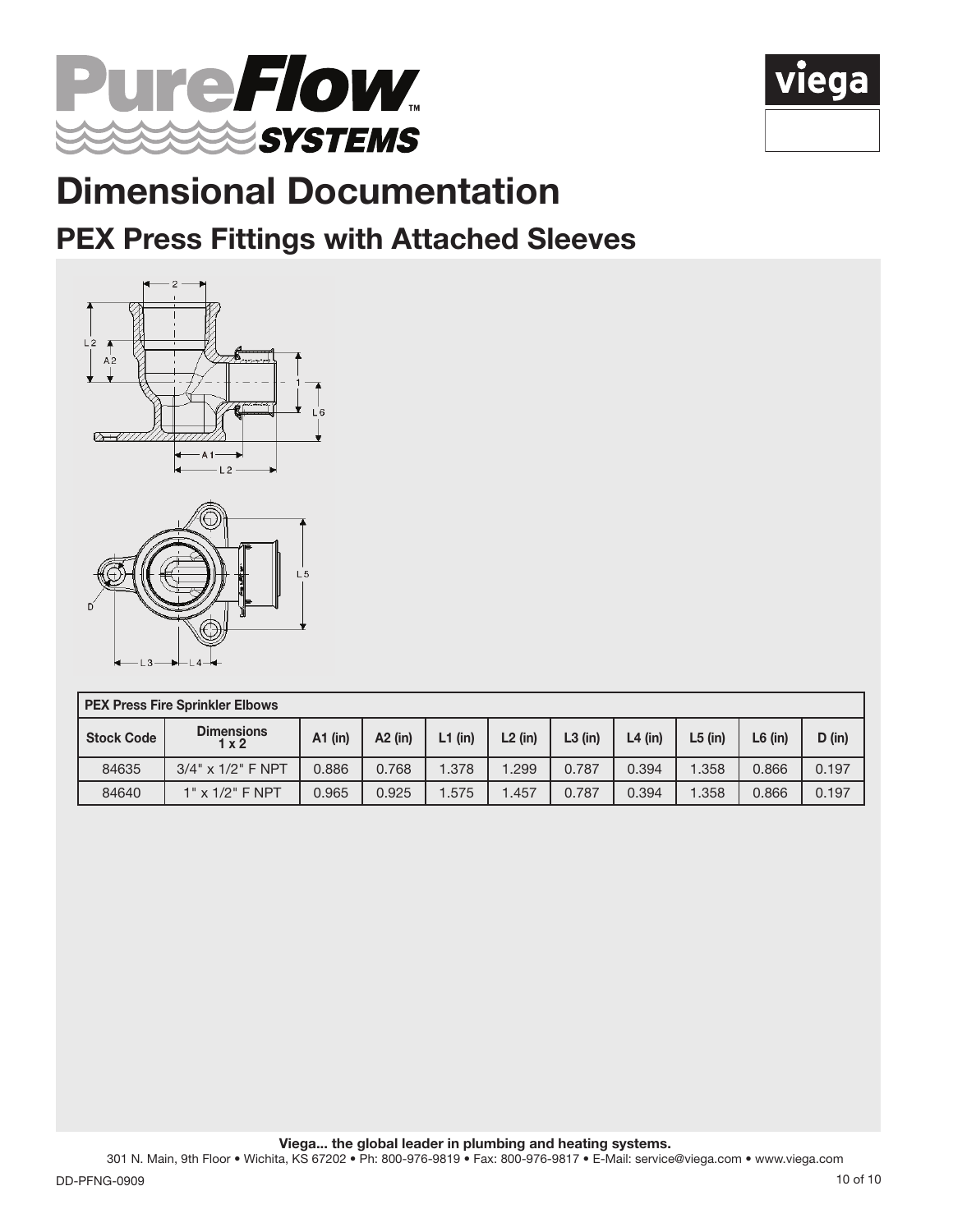# Dimensional Documentation

## PEX Press Fittings with Attached Sleeves

| PEX Press Fire Sprinkler Elbows | | | | | | | | | | |
|---|---|---|---|---|---|---|---|---|---|---|
| Stock Code | Dimensions 1 x 2 | A1 (in) | A2 (in) | L1 (in) | L2 (in) | L3 (in) | L4 (in) | L5 (in) | L6 (in) | D (in) |
| 84635 | 3/4" x 1/2" F NPT | 0.886 | 0.768 | 1.378 | 1.299 | 0.787 | 0.394 | 1.358 | 0.866 | 0.197 |
| 84640 | 1" x 1/2" F NPT | 0.965 | 0.925 | 1.575 | 1.457 | 0.787 | 0.394 | 1.358 | 0.866 | 0.197 |

**Viega... the global leader in plumbing and heating systems.**

301 N. Main, 9th Floor • Wichita, KS 67202 • Ph: 800-976-9819 • Fax: 800-976-9817 • E-Mail: service@viega.com • www.viega.com

DD-PFNG-0909